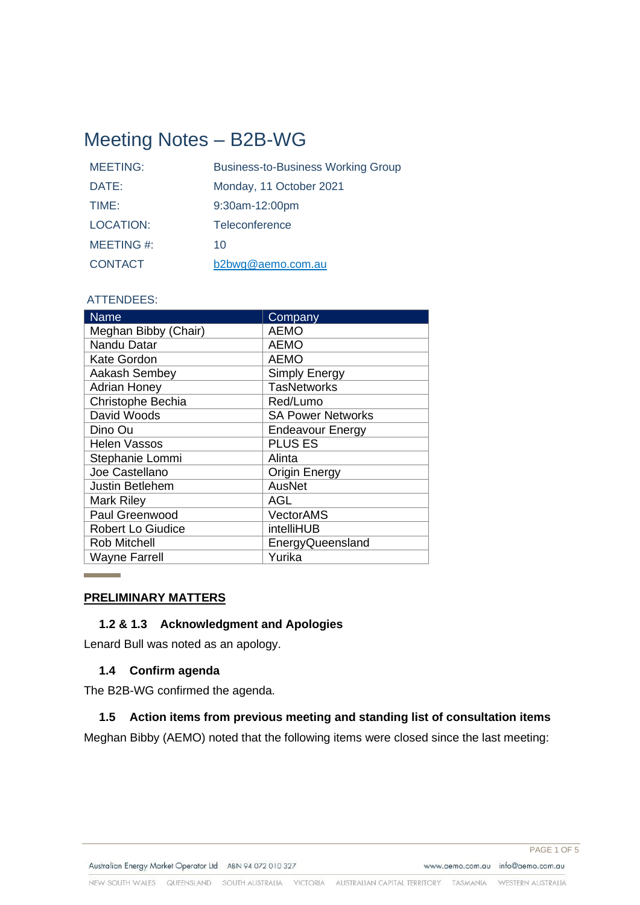# Meeting Notes – B2B-WG

| | |
|---|---|
| MEETING: | Business-to-Business Working Group |
| DATE: | Monday, 11 October 2021 |
| TIME: | 9:30am-12:00pm |
| LOCATION: | Teleconference |
| MEETING #: | 10 |
| CONTACT | b2bwg@aemo.com.au |

ATTENDEES:

| Name | Company |
|---|---|
| Meghan Bibby (Chair) | AEMO |
| Nandu Datar | AEMO |
| Kate Gordon | AEMO |
| Aakash Sembey | Simply Energy |
| Adrian Honey | TasNetworks |
| Christophe Bechia | Red/Lumo |
| David Woods | SA Power Networks |
| Dino Ou | Endeavour Energy |
| Helen Vassos | PLUS ES |
| Stephanie Lommi | Alinta |
| Joe Castellano | Origin Energy |
| Justin Betlehem | AusNet |
| Mark Riley | AGL |
| Paul Greenwood | VectorAMS |
| Robert Lo Giudice | intelliHUB |
| Rob Mitchell | EnergyQueensland |
| Wayne Farrell | Yurika |

## PRELIMINARY MATTERS

### 1.2 & 1.3 Acknowledgment and Apologies

Lenard Bull was noted as an apology.

### 1.4 Confirm agenda

The B2B-WG confirmed the agenda.

### 1.5 Action items from previous meeting and standing list of consultation items

Meghan Bibby (AEMO) noted that the following items were closed since the last meeting: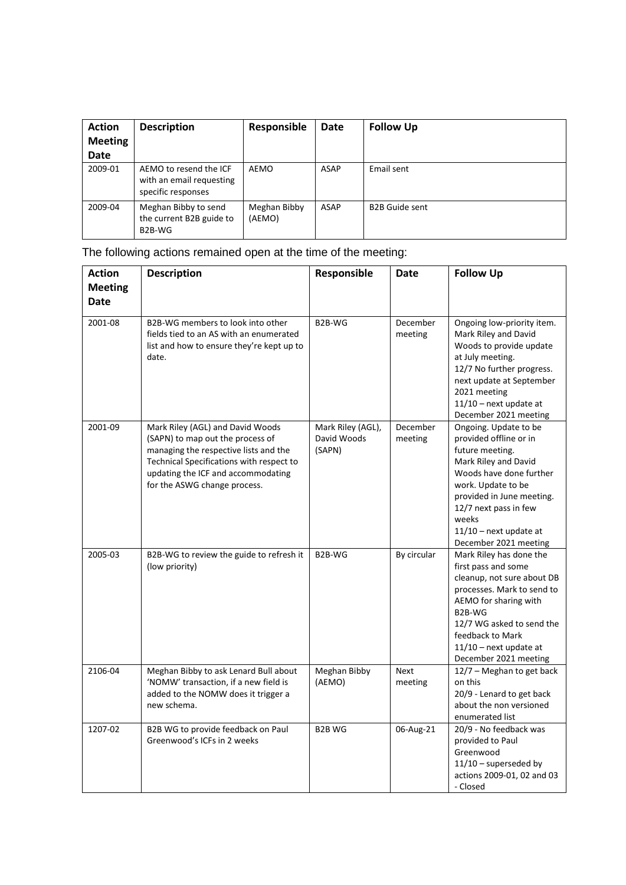| Action Meeting Date | Description | Responsible | Date | Follow Up |
|---|---|---|---|---|
| 2009-01 | AEMO to resend the ICF with an email requesting specific responses | AEMO | ASAP | Email sent |
| 2009-04 | Meghan Bibby to send the current B2B guide to B2B-WG | Meghan Bibby (AEMO) | ASAP | B2B Guide sent |

The following actions remained open at the time of the meeting:

| Action Meeting Date | Description | Responsible | Date | Follow Up |
|---|---|---|---|---|
| 2001-08 | B2B-WG members to look into other fields tied to an AS with an enumerated list and how to ensure they're kept up to date. | B2B-WG | December meeting | Ongoing low-priority item. Mark Riley and David Woods to provide update at July meeting. 12/7 No further progress. next update at September 2021 meeting 11/10 – next update at December 2021 meeting |
| 2001-09 | Mark Riley (AGL) and David Woods (SAPN) to map out the process of managing the respective lists and the Technical Specifications with respect to updating the ICF and accommodating for the ASWG change process. | Mark Riley (AGL), David Woods (SAPN) | December meeting | Ongoing. Update to be provided offline or in future meeting. Mark Riley and David Woods have done further work. Update to be provided in June meeting. 12/7 next pass in few weeks 11/10 – next update at December 2021 meeting |
| 2005-03 | B2B-WG to review the guide to refresh it (low priority) | B2B-WG | By circular | Mark Riley has done the first pass and some cleanup, not sure about DB processes. Mark to send to AEMO for sharing with B2B-WG 12/7 WG asked to send the feedback to Mark 11/10 – next update at December 2021 meeting |
| 2106-04 | Meghan Bibby to ask Lenard Bull about 'NOMW' transaction, if a new field is added to the NOMW does it trigger a new schema. | Meghan Bibby (AEMO) | Next meeting | 12/7 – Meghan to get back on this 20/9 - Lenard to get back about the non versioned enumerated list |
| 1207-02 | B2B WG to provide feedback on Paul Greenwood's ICFs in 2 weeks | B2B WG | 06-Aug-21 | 20/9 - No feedback was provided to Paul Greenwood 11/10 – superseded by actions 2009-01, 02 and 03 - Closed |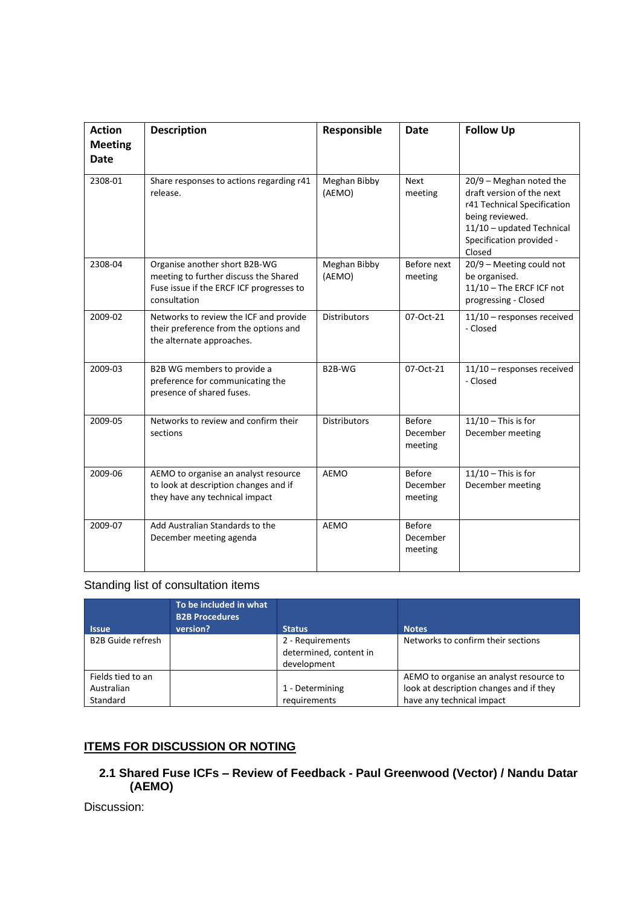| Action Meeting Date | Description | Responsible | Date | Follow Up |
|---|---|---|---|---|
| 2308-01 | Share responses to actions regarding r41 release. | Meghan Bibby (AEMO) | Next meeting | 20/9 – Meghan noted the draft version of the next r41 Technical Specification being reviewed. 11/10 – updated Technical Specification provided - Closed |
| 2308-04 | Organise another short B2B-WG meeting to further discuss the Shared Fuse issue if the ERCF ICF progresses to consultation | Meghan Bibby (AEMO) | Before next meeting | 20/9 – Meeting could not be organised. 11/10 – The ERCF ICF not progressing - Closed |
| 2009-02 | Networks to review the ICF and provide their preference from the options and the alternate approaches. | Distributors | 07-Oct-21 | 11/10 – responses received - Closed |
| 2009-03 | B2B WG members to provide a preference for communicating the presence of shared fuses. | B2B-WG | 07-Oct-21 | 11/10 – responses received - Closed |
| 2009-05 | Networks to review and confirm their sections | Distributors | Before December meeting | 11/10 – This is for December meeting |
| 2009-06 | AEMO to organise an analyst resource to look at description changes and if they have any technical impact | AEMO | Before December meeting | 11/10 – This is for December meeting |
| 2009-07 | Add Australian Standards to the December meeting agenda | AEMO | Before December meeting | |

Standing list of consultation items

| Issue | To be included in what B2B Procedures version? | Status | Notes |
|---|---|---|---|
| B2B Guide refresh | | 2 - Requirements determined, content in development | Networks to confirm their sections |
| Fields tied to an Australian Standard | | 1 - Determining requirements | AEMO to organise an analyst resource to look at description changes and if they have any technical impact |

## ITEMS FOR DISCUSSION OR NOTING

### 2.1 Shared Fuse ICFs – Review of Feedback - Paul Greenwood (Vector) / Nandu Datar (AEMO)

Discussion: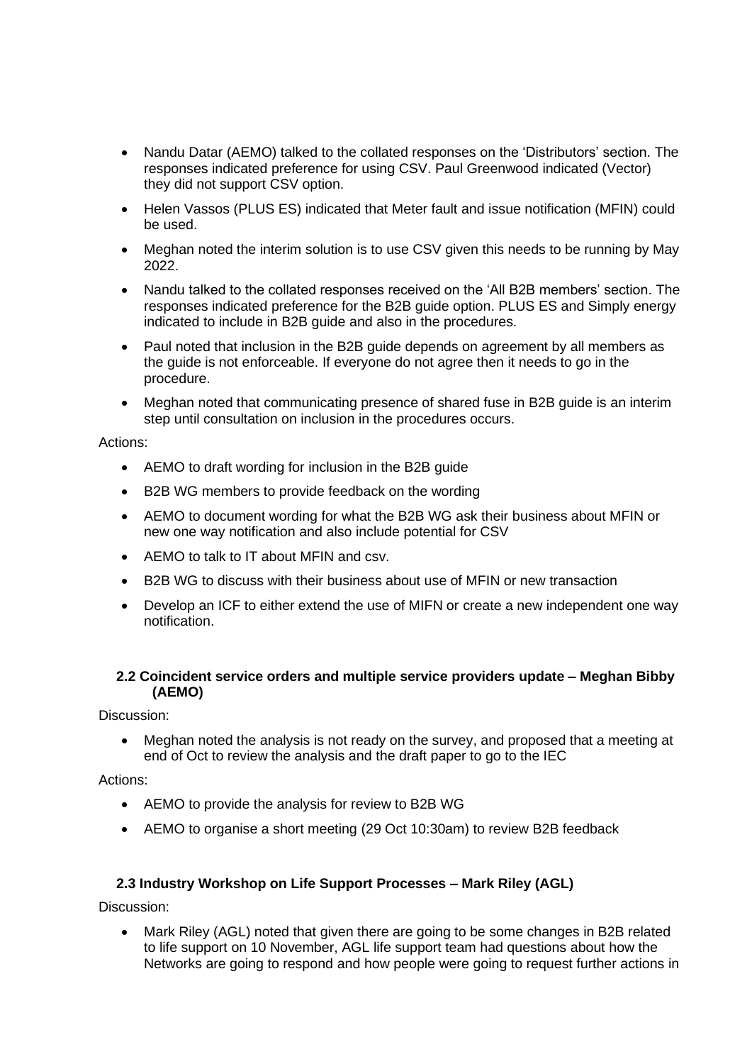- Nandu Datar (AEMO) talked to the collated responses on the 'Distributors' section. The responses indicated preference for using CSV. Paul Greenwood indicated (Vector) they did not support CSV option.
- Helen Vassos (PLUS ES) indicated that Meter fault and issue notification (MFIN) could be used.
- Meghan noted the interim solution is to use CSV given this needs to be running by May 2022.
- Nandu talked to the collated responses received on the 'All B2B members' section. The responses indicated preference for the B2B guide option. PLUS ES and Simply energy indicated to include in B2B guide and also in the procedures.
- Paul noted that inclusion in the B2B guide depends on agreement by all members as the guide is not enforceable. If everyone do not agree then it needs to go in the procedure.
- Meghan noted that communicating presence of shared fuse in B2B guide is an interim step until consultation on inclusion in the procedures occurs.

Actions:

- AEMO to draft wording for inclusion in the B2B guide
- B2B WG members to provide feedback on the wording
- AEMO to document wording for what the B2B WG ask their business about MFIN or new one way notification and also include potential for CSV
- AEMO to talk to IT about MFIN and csv.
- B2B WG to discuss with their business about use of MFIN or new transaction
- Develop an ICF to either extend the use of MIFN or create a new independent one way notification.

### 2.2 Coincident service orders and multiple service providers update – Meghan Bibby (AEMO)

Discussion:

- Meghan noted the analysis is not ready on the survey, and proposed that a meeting at end of Oct to review the analysis and the draft paper to go to the IEC

Actions:

- AEMO to provide the analysis for review to B2B WG
- AEMO to organise a short meeting (29 Oct 10:30am) to review B2B feedback

### 2.3 Industry Workshop on Life Support Processes – Mark Riley (AGL)

Discussion:

- Mark Riley (AGL) noted that given there are going to be some changes in B2B related to life support on 10 November, AGL life support team had questions about how the Networks are going to respond and how people were going to request further actions in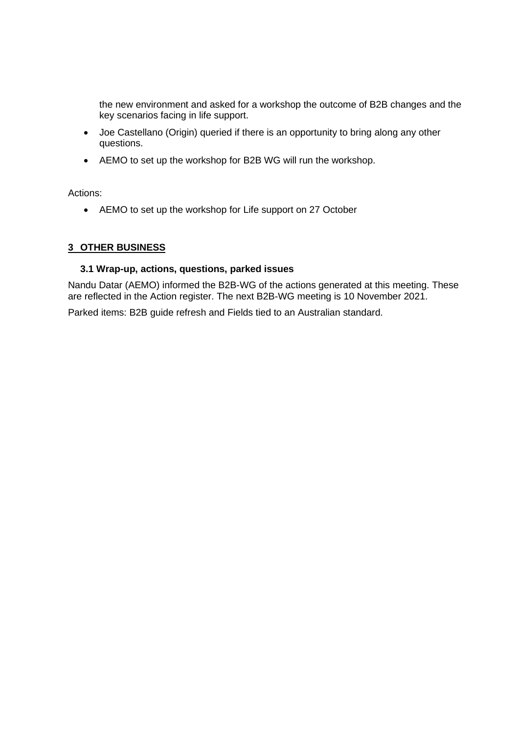the new environment and asked for a workshop the outcome of B2B changes and the key scenarios facing in life support.

- Joe Castellano (Origin) queried if there is an opportunity to bring along any other questions.
- AEMO to set up the workshop for B2B WG will run the workshop.

Actions:

- AEMO to set up the workshop for Life support on 27 October

## 3 OTHER BUSINESS

### 3.1 Wrap-up, actions, questions, parked issues

Nandu Datar (AEMO) informed the B2B-WG of the actions generated at this meeting. These are reflected in the Action register. The next B2B-WG meeting is 10 November 2021.

Parked items: B2B guide refresh and Fields tied to an Australian standard.